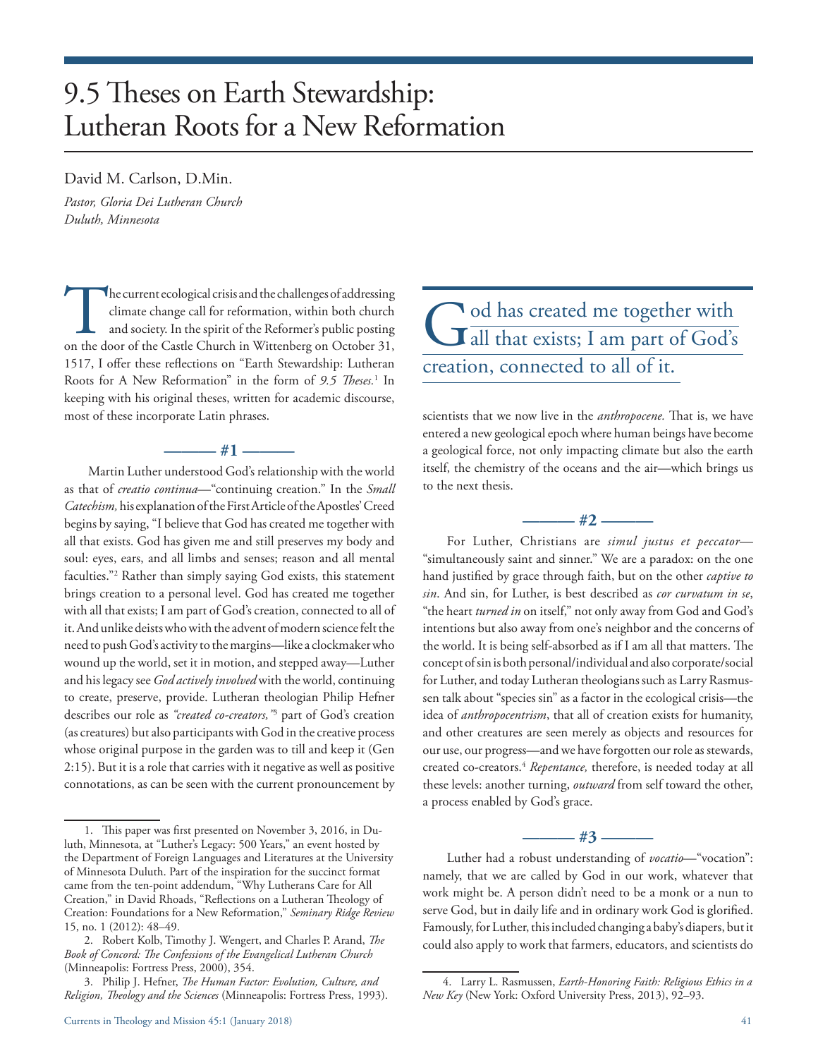# 9.5 Theses on Earth Stewardship: Lutheran Roots for a New Reformation

David M. Carlson, D.Min.

*Pastor, Gloria Dei Lutheran Church*
*Duluth, Minnesota*

The current ecological crisis and the challenges of addressing climate change call for reformation, within both church and society. In the spirit of the Reformer's public posting on the door of the Castle Church in Wittenberg on October 31, 1517, I offer these reflections on "Earth Stewardship: Lutheran Roots for A New Reformation" in the form of *9.5 Theses.*[1] In keeping with his original theses, written for academic discourse, most of these incorporate Latin phrases.

## #1

Martin Luther understood God's relationship with the world as that of *creatio continua*—"continuing creation." In the *Small Catechism,* his explanation of the First Article of the Apostles' Creed begins by saying, "I believe that God has created me together with all that exists. God has given me and still preserves my body and soul: eyes, ears, and all limbs and senses; reason and all mental faculties."[2] Rather than simply saying God exists, this statement brings creation to a personal level. God has created me together with all that exists; I am part of God's creation, connected to all of it. And unlike deists who with the advent of modern science felt the need to push God's activity to the margins—like a clockmaker who wound up the world, set it in motion, and stepped away—Luther and his legacy see *God actively involved* with the world, continuing to create, preserve, provide. Lutheran theologian Philip Hefner describes our role as *"created co-creators,"*[3] part of God's creation (as creatures) but also participants with God in the creative process whose original purpose in the garden was to till and keep it (Gen 2:15). But it is a role that carries with it negative as well as positive connotations, as can be seen with the current pronouncement by scientists that we now live in the *anthropocene.* That is, we have entered a new geological epoch where human beings have become a geological force, not only impacting climate but also the earth itself, the chemistry of the oceans and the air—which brings us to the next thesis.

> God has created me together with all that exists; I am part of God's creation, connected to all of it.

## #2

For Luther, Christians are *simul justus et peccator*—"simultaneously saint and sinner." We are a paradox: on the one hand justified by grace through faith, but on the other *captive to sin*. And sin, for Luther, is best described as *cor curvatum in se*, "the heart *turned in* on itself," not only away from God and God's intentions but also away from one's neighbor and the concerns of the world. It is being self-absorbed as if I am all that matters. The concept of sin is both personal/individual and also corporate/social for Luther, and today Lutheran theologians such as Larry Rasmussen talk about "species sin" as a factor in the ecological crisis—the idea of *anthropocentrism*, that all of creation exists for humanity, and other creatures are seen merely as objects and resources for our use, our progress—and we have forgotten our role as stewards, created co-creators.[4] *Repentance,* therefore, is needed today at all these levels: another turning, *outward* from self toward the other, a process enabled by God's grace.

## #3

Luther had a robust understanding of *vocatio*—"vocation": namely, that we are called by God in our work, whatever that work might be. A person didn't need to be a monk or a nun to serve God, but in daily life and in ordinary work God is glorified. Famously, for Luther, this included changing a baby's diapers, but it could also apply to work that farmers, educators, and scientists do

---

1. This paper was first presented on November 3, 2016, in Duluth, Minnesota, at "Luther's Legacy: 500 Years," an event hosted by the Department of Foreign Languages and Literatures at the University of Minnesota Duluth. Part of the inspiration for the succinct format came from the ten-point addendum, "Why Lutherans Care for All Creation," in David Rhoads, "Reflections on a Lutheran Theology of Creation: Foundations for a New Reformation," *Seminary Ridge Review* 15, no. 1 (2012): 48–49.

2. Robert Kolb, Timothy J. Wengert, and Charles P. Arand, *The Book of Concord: The Confessions of the Evangelical Lutheran Church* (Minneapolis: Fortress Press, 2000), 354.

3. Philip J. Hefner, *The Human Factor: Evolution, Culture, and Religion, Theology and the Sciences* (Minneapolis: Fortress Press, 1993).

4. Larry L. Rasmussen, *Earth-Honoring Faith: Religious Ethics in a New Key* (New York: Oxford University Press, 2013), 92–93.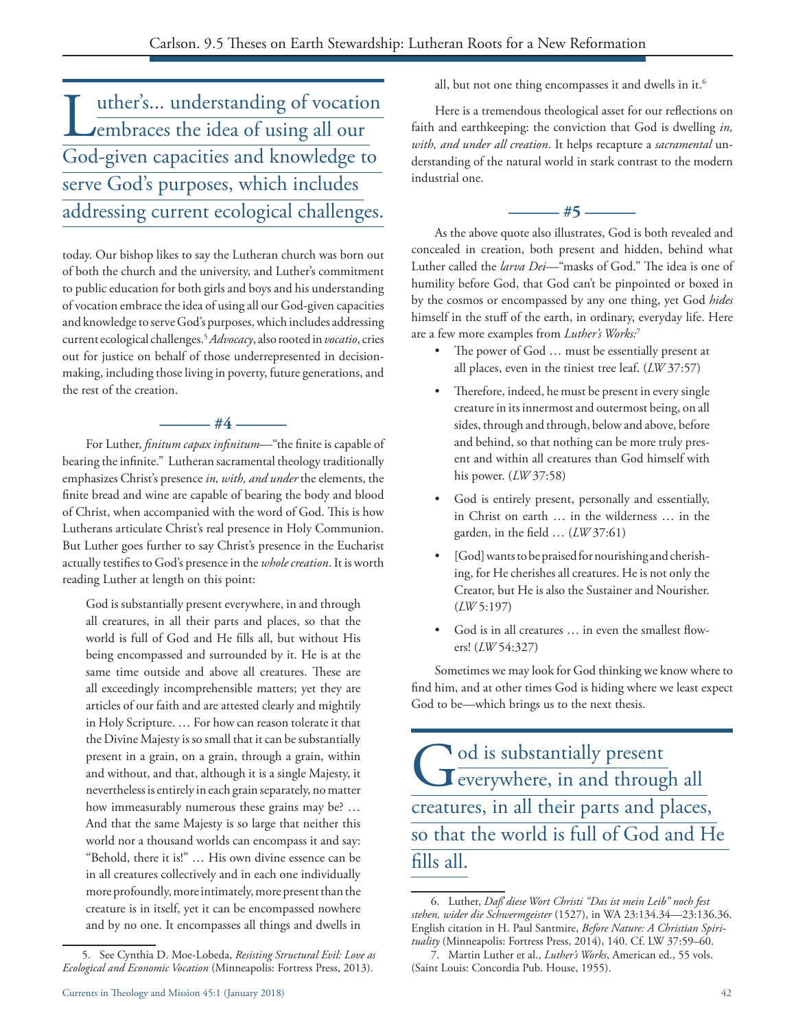> Luther's... understanding of vocation embraces the idea of using all our God-given capacities and knowledge to serve God's purposes, which includes addressing current ecological challenges.

today. Our bishop likes to say the Lutheran church was born out of both the church and the university, and Luther's commitment to public education for both girls and boys and his understanding of vocation embrace the idea of using all our God-given capacities and knowledge to serve God's purposes, which includes addressing current ecological challenges.[5] *Advocacy*, also rooted in *vocatio*, cries out for justice on behalf of those underrepresented in decision-making, including those living in poverty, future generations, and the rest of the creation.

### ——— #4 ———

For Luther, *finitum capax infinitum*—"the finite is capable of bearing the infinite." Lutheran sacramental theology traditionally emphasizes Christ's presence *in, with, and under* the elements, the finite bread and wine are capable of bearing the body and blood of Christ, when accompanied with the word of God. This is how Lutherans articulate Christ's real presence in Holy Communion. But Luther goes further to say Christ's presence in the Eucharist actually testifies to God's presence in the *whole creation*. It is worth reading Luther at length on this point:

> God is substantially present everywhere, in and through all creatures, in all their parts and places, so that the world is full of God and He fills all, but without His being encompassed and surrounded by it. He is at the same time outside and above all creatures. These are all exceedingly incomprehensible matters; yet they are articles of our faith and are attested clearly and mightily in Holy Scripture. … For how can reason tolerate it that the Divine Majesty is so small that it can be substantially present in a grain, on a grain, through a grain, within and without, and that, although it is a single Majesty, it nevertheless is entirely in each grain separately, no matter how immeasurably numerous these grains may be? … And that the same Majesty is so large that neither this world nor a thousand worlds can encompass it and say: "Behold, there it is!" … His own divine essence can be in all creatures collectively and in each one individually more profoundly, more intimately, more present than the creature is in itself, yet it can be encompassed nowhere and by no one. It encompasses all things and dwells in all, but not one thing encompasses it and dwells in it.[6]

Here is a tremendous theological asset for our reflections on faith and earthkeeping: the conviction that God is dwelling *in, with, and under all creation*. It helps recapture a *sacramental* understanding of the natural world in stark contrast to the modern industrial one.

### ——— #5 ———

As the above quote also illustrates, God is both revealed and concealed in creation, both present and hidden, behind what Luther called the *larva Dei*—"masks of God." The idea is one of humility before God, that God can't be pinpointed or boxed in by the cosmos or encompassed by any one thing, yet God *hides* himself in the stuff of the earth, in ordinary, everyday life. Here are a few more examples from *Luther's Works*:[7]

- The power of God … must be essentially present at all places, even in the tiniest tree leaf. (*LW* 37:57)
- Therefore, indeed, he must be present in every single creature in its innermost and outermost being, on all sides, through and through, below and above, before and behind, so that nothing can be more truly present and within all creatures than God himself with his power. (*LW* 37:58)
- God is entirely present, personally and essentially, in Christ on earth … in the wilderness … in the garden, in the field … (*LW* 37:61)
- [God] wants to be praised for nourishing and cherishing, for He cherishes all creatures. He is not only the Creator, but He is also the Sustainer and Nourisher. (*LW* 5:197)
- God is in all creatures … in even the smallest flowers! (*LW* 54:327)

Sometimes we may look for God thinking we know where to find him, and at other times God is hiding where we least expect God to be—which brings us to the next thesis.

> God is substantially present everywhere, in and through all creatures, in all their parts and places, so that the world is full of God and He fills all.

---

5. See Cynthia D. Moe-Lobeda, *Resisting Structural Evil: Love as Ecological and Economic Vocation* (Minneapolis: Fortress Press, 2013).

6. Luther, *Daß diese Wort Christi "Das ist mein Leib" noch fest stehen, wider die Schwermgeister* (1527), in WA 23:134.34—23:136.36. English citation in H. Paul Santmire, *Before Nature: A Christian Spirituality* (Minneapolis: Fortress Press, 2014), 140. Cf. LW 37:59–60.

7. Martin Luther et al., *Luther's Works*, American ed., 55 vols. (Saint Louis: Concordia Pub. House, 1955).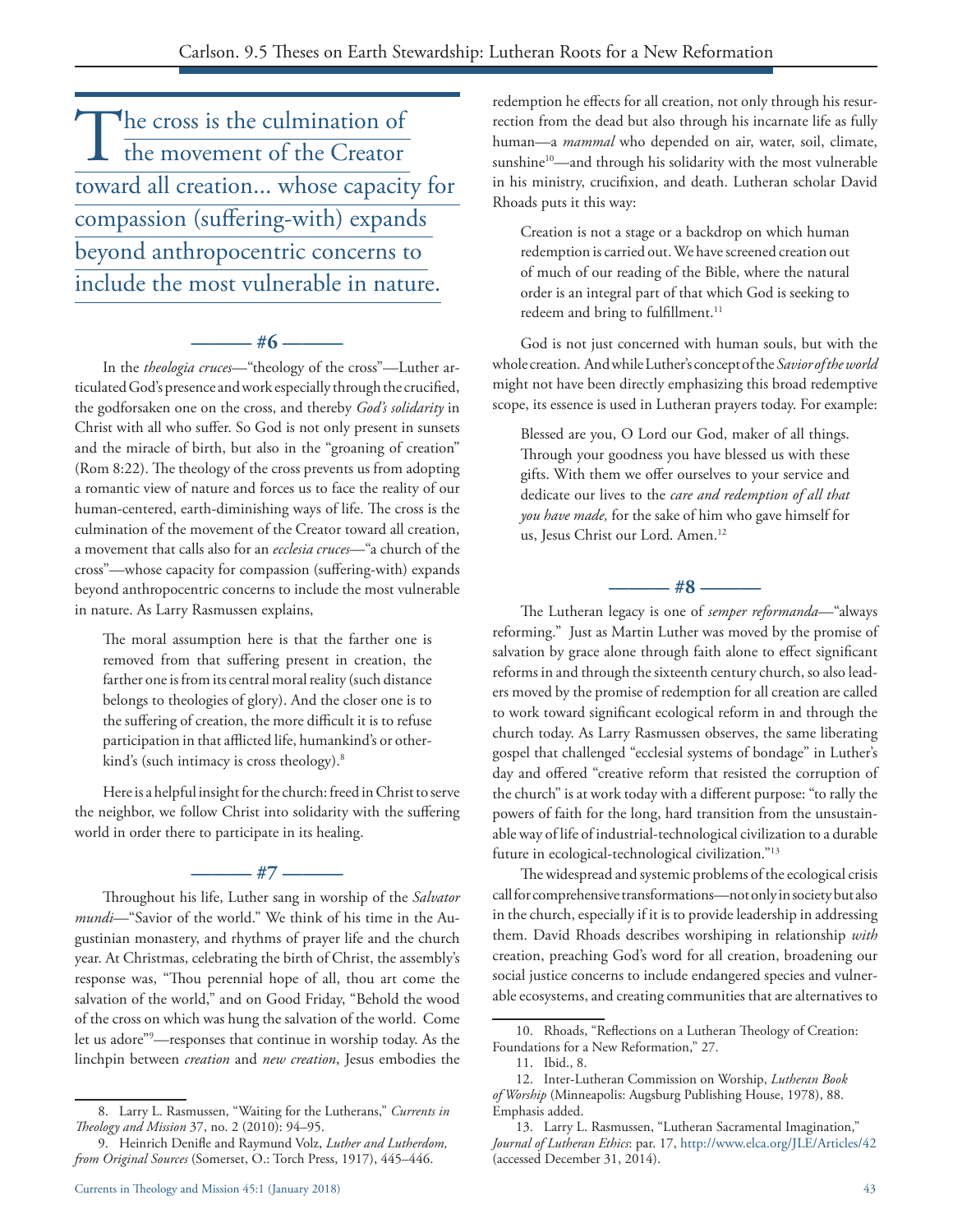The cross is the culmination of the movement of the Creator toward all creation... whose capacity for compassion (suffering-with) expands beyond anthropocentric concerns to include the most vulnerable in nature.

**——— #6 ———**

In the *theologia cruces*—"theology of the cross"—Luther articulated God's presence and work especially through the crucified, the godforsaken one on the cross, and thereby *God's solidarity* in Christ with all who suffer. So God is not only present in sunsets and the miracle of birth, but also in the "groaning of creation" (Rom 8:22). The theology of the cross prevents us from adopting a romantic view of nature and forces us to face the reality of our human-centered, earth-diminishing ways of life. The cross is the culmination of the movement of the Creator toward all creation, a movement that calls also for an *ecclesia cruces*—"a church of the cross"—whose capacity for compassion (suffering-with) expands beyond anthropocentric concerns to include the most vulnerable in nature. As Larry Rasmussen explains,

> The moral assumption here is that the farther one is removed from that suffering present in creation, the farther one is from its central moral reality (such distance belongs to theologies of glory). And the closer one is to the suffering of creation, the more difficult it is to refuse participation in that afflicted life, humankind's or otherkind's (such intimacy is cross theology).[8]

Here is a helpful insight for the church: freed in Christ to serve the neighbor, we follow Christ into solidarity with the suffering world in order there to participate in its healing.

**——— #7 ———**

Throughout his life, Luther sang in worship of the *Salvator mundi*—"Savior of the world." We think of his time in the Augustinian monastery, and rhythms of prayer life and the church year. At Christmas, celebrating the birth of Christ, the assembly's response was, "Thou perennial hope of all, thou art come the salvation of the world," and on Good Friday, "Behold the wood of the cross on which was hung the salvation of the world. Come let us adore"[9]—responses that continue in worship today. As the linchpin between *creation* and *new creation*, Jesus embodies the redemption he effects for all creation, not only through his resurrection from the dead but also through his incarnate life as fully human—a *mammal* who depended on air, water, soil, climate, sunshine[10]—and through his solidarity with the most vulnerable in his ministry, crucifixion, and death. Lutheran scholar David Rhoads puts it this way:

> Creation is not a stage or a backdrop on which human redemption is carried out. We have screened creation out of much of our reading of the Bible, where the natural order is an integral part of that which God is seeking to redeem and bring to fulfillment.[11]

God is not just concerned with human souls, but with the whole creation. And while Luther's concept of the *Savior of the world* might not have been directly emphasizing this broad redemptive scope, its essence is used in Lutheran prayers today. For example:

> Blessed are you, O Lord our God, maker of all things. Through your goodness you have blessed us with these gifts. With them we offer ourselves to your service and dedicate our lives to the *care and redemption of all that you have made,* for the sake of him who gave himself for us, Jesus Christ our Lord. Amen.[12]

**——— #8 ———**

The Lutheran legacy is one of *semper reformanda*—"always reforming." Just as Martin Luther was moved by the promise of salvation by grace alone through faith alone to effect significant reforms in and through the sixteenth century church, so also leaders moved by the promise of redemption for all creation are called to work toward significant ecological reform in and through the church today. As Larry Rasmussen observes, the same liberating gospel that challenged "ecclesial systems of bondage" in Luther's day and offered "creative reform that resisted the corruption of the church" is at work today with a different purpose: "to rally the powers of faith for the long, hard transition from the unsustainable way of life of industrial-technological civilization to a durable future in ecological-technological civilization."[13]

The widespread and systemic problems of the ecological crisis call for comprehensive transformations—not only in society but also in the church, especially if it is to provide leadership in addressing them. David Rhoads describes worshiping in relationship *with* creation, preaching God's word for all creation, broadening our social justice concerns to include endangered species and vulnerable ecosystems, and creating communities that are alternatives to

---

8. Larry L. Rasmussen, "Waiting for the Lutherans," *Currents in Theology and Mission* 37, no. 2 (2010): 94–95.

9. Heinrich Denifle and Raymund Volz, *Luther and Lutherdom, from Original Sources* (Somerset, O.: Torch Press, 1917), 445–446.

10. Rhoads, "Reflections on a Lutheran Theology of Creation: Foundations for a New Reformation," 27.

11. Ibid., 8.

12. Inter-Lutheran Commission on Worship, *Lutheran Book of Worship* (Minneapolis: Augsburg Publishing House, 1978), 88. Emphasis added.

13. Larry L. Rasmussen, "Lutheran Sacramental Imagination," *Journal of Lutheran Ethics*: par. 17, http://www.elca.org/JLE/Articles/42 (accessed December 31, 2014).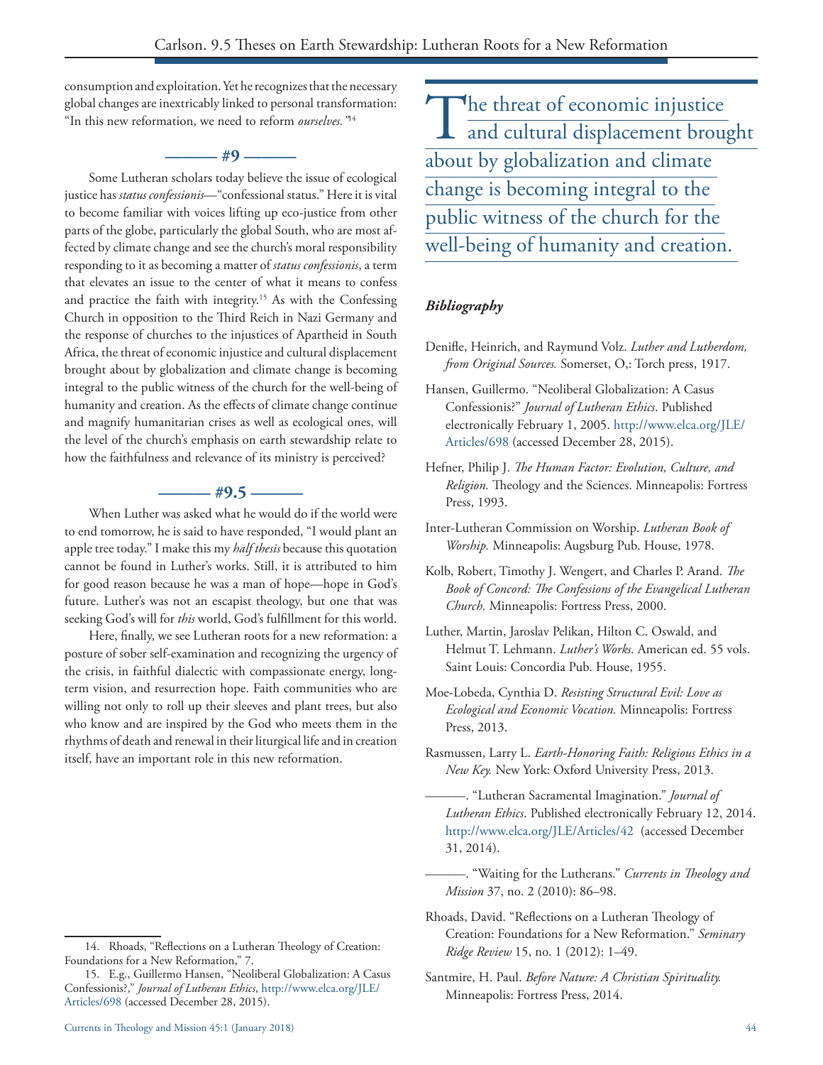consumption and exploitation. Yet he recognizes that the necessary global changes are inextricably linked to personal transformation: "In this new reformation, we need to reform *ourselves.*"[14]

### ——— #9 ———

Some Lutheran scholars today believe the issue of ecological justice has *status confessionis*—"confessional status." Here it is vital to become familiar with voices lifting up eco-justice from other parts of the globe, particularly the global South, who are most affected by climate change and see the church's moral responsibility responding to it as becoming a matter of *status confessionis*, a term that elevates an issue to the center of what it means to confess and practice the faith with integrity.[15] As with the Confessing Church in opposition to the Third Reich in Nazi Germany and the response of churches to the injustices of Apartheid in South Africa, the threat of economic injustice and cultural displacement brought about by globalization and climate change is becoming integral to the public witness of the church for the well-being of humanity and creation. As the effects of climate change continue and magnify humanitarian crises as well as ecological ones, will the level of the church's emphasis on earth stewardship relate to how the faithfulness and relevance of its ministry is perceived?

### ——— #9.5 ———

When Luther was asked what he would do if the world were to end tomorrow, he is said to have responded, "I would plant an apple tree today." I make this my *half thesis* because this quotation cannot be found in Luther's works. Still, it is attributed to him for good reason because he was a man of hope—hope in God's future. Luther's was not an escapist theology, but one that was seeking God's will for *this* world, God's fulfillment for this world.

Here, finally, we see Lutheran roots for a new reformation: a posture of sober self-examination and recognizing the urgency of the crisis, in faithful dialectic with compassionate energy, long-term vision, and resurrection hope. Faith communities who are willing not only to roll up their sleeves and plant trees, but also who know and are inspired by the God who meets them in the rhythms of death and renewal in their liturgical life and in creation itself, have an important role in this new reformation.

> The threat of economic injustice and cultural displacement brought about by globalization and climate change is becoming integral to the public witness of the church for the well-being of humanity and creation.

14. Rhoads, "Reflections on a Lutheran Theology of Creation: Foundations for a New Reformation," 7.

15. E.g., Guillermo Hansen, "Neoliberal Globalization: A Casus Confessionis?," *Journal of Lutheran Ethics*, http://www.elca.org/JLE/Articles/698 (accessed December 28, 2015).

### *Bibliography*

Denifle, Heinrich, and Raymund Volz. *Luther and Lutherdom, from Original Sources.* Somerset, O,: Torch press, 1917.

Hansen, Guillermo. "Neoliberal Globalization: A Casus Confessionis?" *Journal of Lutheran Ethics*. Published electronically February 1, 2005. http://www.elca.org/JLE/Articles/698 (accessed December 28, 2015).

Hefner, Philip J. *The Human Factor: Evolution, Culture, and Religion.* Theology and the Sciences. Minneapolis: Fortress Press, 1993.

Inter-Lutheran Commission on Worship. *Lutheran Book of Worship.* Minneapolis: Augsburg Pub. House, 1978.

Kolb, Robert, Timothy J. Wengert, and Charles P. Arand. *The Book of Concord: The Confessions of the Evangelical Lutheran Church.* Minneapolis: Fortress Press, 2000.

Luther, Martin, Jaroslav Pelikan, Hilton C. Oswald, and Helmut T. Lehmann. *Luther's Works.* American ed. 55 vols. Saint Louis: Concordia Pub. House, 1955.

Moe-Lobeda, Cynthia D. *Resisting Structural Evil: Love as Ecological and Economic Vocation.* Minneapolis: Fortress Press, 2013.

Rasmussen, Larry L. *Earth-Honoring Faith: Religious Ethics in a New Key.* New York: Oxford University Press, 2013.

———. "Lutheran Sacramental Imagination." *Journal of Lutheran Ethics*. Published electronically February 12, 2014. http://www.elca.org/JLE/Articles/42 (accessed December 31, 2014).

———. "Waiting for the Lutherans." *Currents in Theology and Mission* 37, no. 2 (2010): 86–98.

Rhoads, David. "Reflections on a Lutheran Theology of Creation: Foundations for a New Reformation." *Seminary Ridge Review* 15, no. 1 (2012): 1–49.

Santmire, H. Paul. *Before Nature: A Christian Spirituality.* Minneapolis: Fortress Press, 2014.